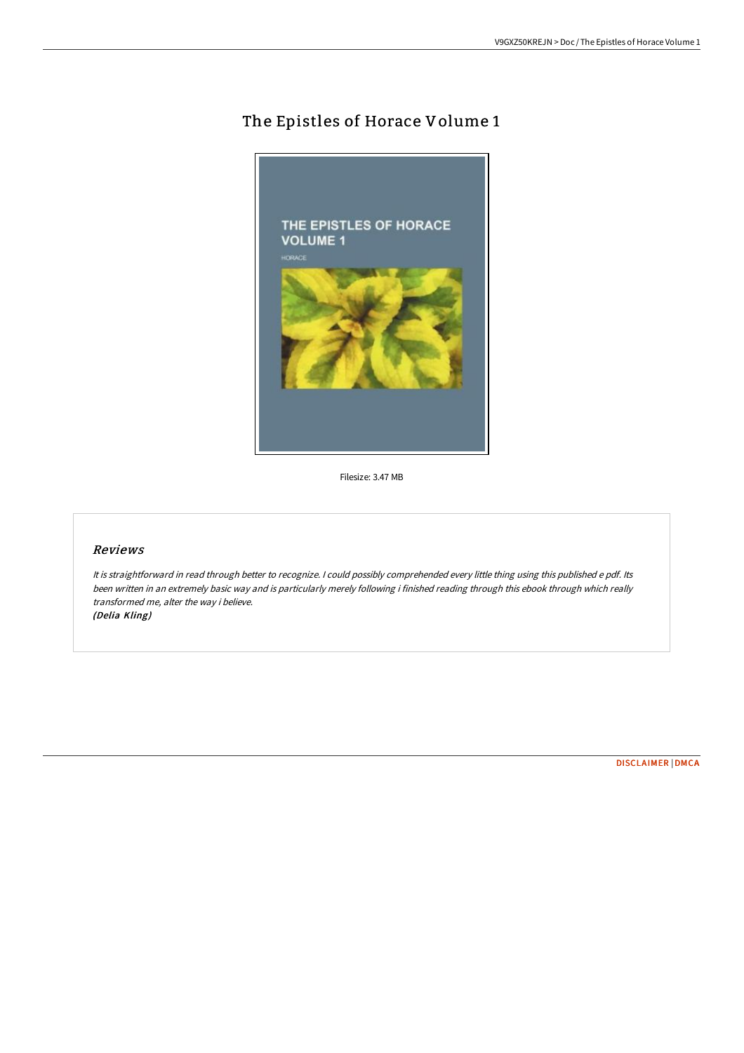# The Epistles of Horace Volume 1

Filesize: 3.47 MB

## *Reviews*

*It is straightforward in read through better to recognize. I could possibly comprehended every little thing using this published e pdf. Its been written in an extremely basic way and is particularly merely following i finished reading through this ebook through which really transformed me, alter the way i believe.*
***(Delia Kling)***

DISCLAIMER | DMCA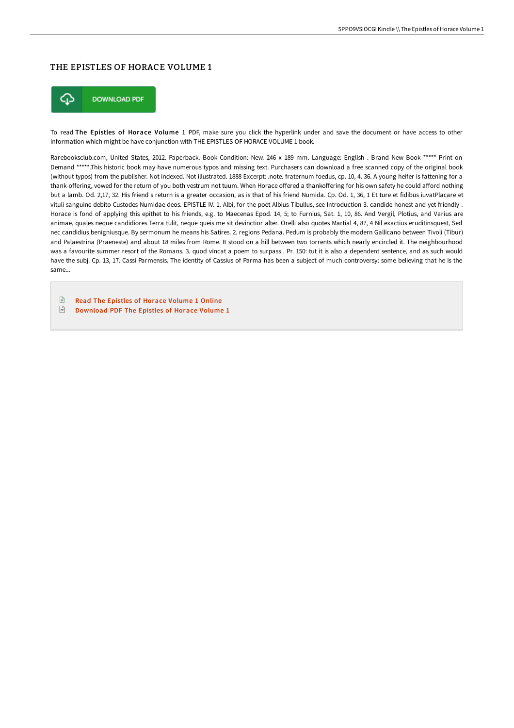# THE EPISTLES OF HORACE VOLUME 1

DOWNLOAD PDF

To read **The Epistles of Horace Volume 1** PDF, make sure you click the hyperlink under and save the document or have access to other information which might be have conjunction with THE EPISTLES OF HORACE VOLUME 1 book.

Rarebooksclub.com, United States, 2012. Paperback. Book Condition: New. 246 x 189 mm. Language: English . Brand New Book ***** Print on Demand *****.This historic book may have numerous typos and missing text. Purchasers can download a free scanned copy of the original book (without typos) from the publisher. Not indexed. Not illustrated. 1888 Excerpt: .note. fraternum foedus, cp. 10, 4. 36. A young heifer is fattening for a thank-offering, vowed for the return of you both vestrum not tuum. When Horace offered a thankoffering for his own safety he could afford nothing but a lamb. Od. 2,17, 32. His friend s return is a greater occasion, as is that of his friend Numida. Cp. Od. 1, 36, 1 Et ture et fidibus iuvatPlacare et vituli sanguine debito Custodes Numidae deos. EPISTLE IV. 1. Albi, for the poet Albius Tibullus, see Introduction 3. candide honest and yet friendly . Horace is fond of applying this epithet to his friends, e.g. to Maecenas Epod. 14, 5; to Furnius, Sat. 1, 10, 86. And Vergil, Plotius, and Varius are animae, quales neque candidiores Terra tulit, neque queis me sit devinctior alter. Orelli also quotes Martial 4, 87, 4 Nil exactius eruditinsquest, Sed nec candidius benigniusque. By sermonum he means his Satires. 2. regions Pedana. Pedum is probably the modern Gallicano between Tivoli (Tibur) and Palaestrina (Praeneste) and about 18 miles from Rome. It stood on a hill between two torrents which nearly encircled it. The neighbourhood was a favourite summer resort of the Romans. 3. quod vincat a poem to surpass . Pr. 150: tut it is also a dependent sentence, and as such would have the subj. Cp. 13, 17. Cassi Parmensis. The identity of Cassius of Parma has been a subject of much controversy: some believing that he is the same...

- Read The Epistles of Horace Volume 1 Online
- Download PDF The Epistles of Horace Volume 1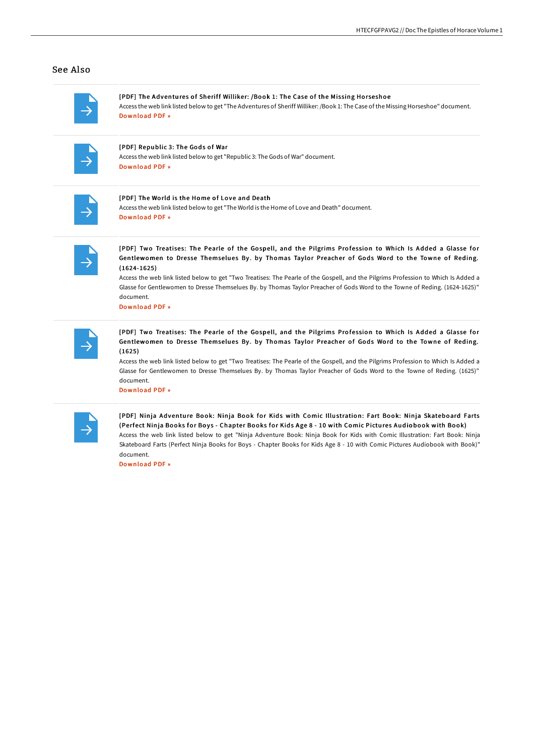## See Also

**[PDF] The Adventures of Sheriff Williker: /Book 1: The Case of the Missing Horseshoe**
Access the web link listed below to get "The Adventures of Sheriff Williker: /Book 1: The Case of the Missing Horseshoe" document.
Download PDF »

**[PDF] Republic 3: The Gods of War**
Access the web link listed below to get "Republic 3: The Gods of War" document.
Download PDF »

**[PDF] The World is the Home of Love and Death**
Access the web link listed below to get "The World is the Home of Love and Death" document.
Download PDF »

**[PDF] Two Treatises: The Pearle of the Gospell, and the Pilgrims Profession to Which Is Added a Glasse for Gentlewomen to Dresse Themselues By. by Thomas Taylor Preacher of Gods Word to the Towne of Reding. (1624-1625)**
Access the web link listed below to get "Two Treatises: The Pearle of the Gospell, and the Pilgrims Profession to Which Is Added a Glasse for Gentlewomen to Dresse Themselues By. by Thomas Taylor Preacher of Gods Word to the Towne of Reding. (1624-1625)" document.
Download PDF »

**[PDF] Two Treatises: The Pearle of the Gospell, and the Pilgrims Profession to Which Is Added a Glasse for Gentlewomen to Dresse Themselues By. by Thomas Taylor Preacher of Gods Word to the Towne of Reding. (1625)**
Access the web link listed below to get "Two Treatises: The Pearle of the Gospell, and the Pilgrims Profession to Which Is Added a Glasse for Gentlewomen to Dresse Themselues By. by Thomas Taylor Preacher of Gods Word to the Towne of Reding. (1625)" document.
Download PDF »

**[PDF] Ninja Adventure Book: Ninja Book for Kids with Comic Illustration: Fart Book: Ninja Skateboard Farts (Perfect Ninja Books for Boys - Chapter Books for Kids Age 8 - 10 with Comic Pictures Audiobook with Book)**
Access the web link listed below to get "Ninja Adventure Book: Ninja Book for Kids with Comic Illustration: Fart Book: Ninja Skateboard Farts (Perfect Ninja Books for Boys - Chapter Books for Kids Age 8 - 10 with Comic Pictures Audiobook with Book)" document.
Download PDF »